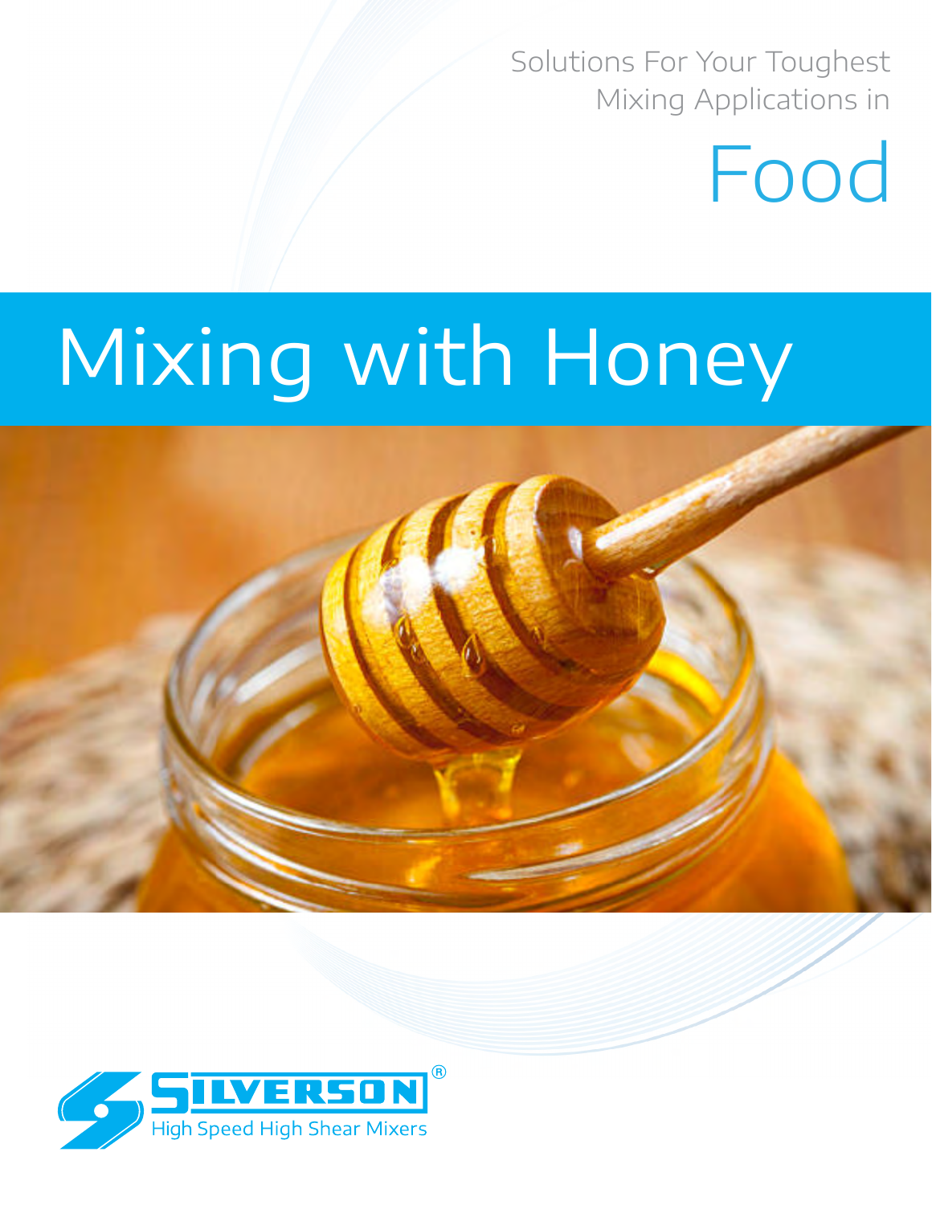Solutions For Your Toughest Mixing Applications in

# Food

# Mixing with Honey

SILVERSON®

High Speed High Shear Mixers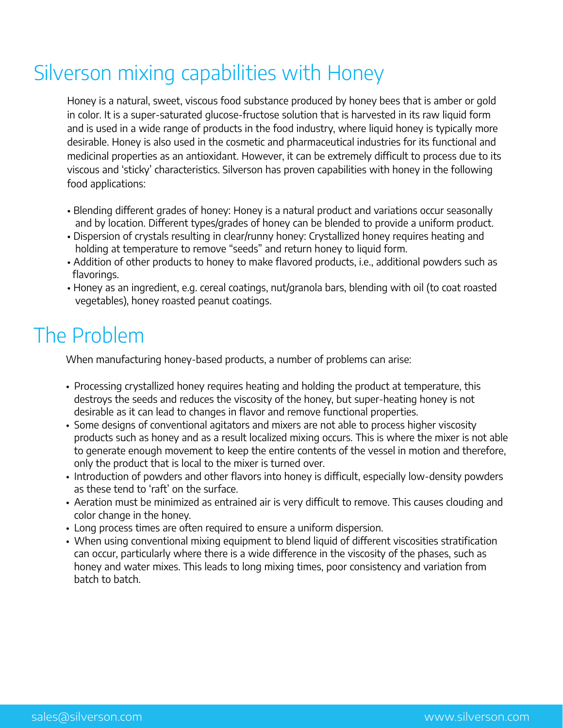# Silverson mixing capabilities with Honey

Honey is a natural, sweet, viscous food substance produced by honey bees that is amber or gold in color. It is a super-saturated glucose-fructose solution that is harvested in its raw liquid form and is used in a wide range of products in the food industry, where liquid honey is typically more desirable. Honey is also used in the cosmetic and pharmaceutical industries for its functional and medicinal properties as an antioxidant. However, it can be extremely difficult to process due to its viscous and 'sticky' characteristics. Silverson has proven capabilities with honey in the following food applications:

- Blending different grades of honey: Honey is a natural product and variations occur seasonally and by location. Different types/grades of honey can be blended to provide a uniform product.
- Dispersion of crystals resulting in clear/runny honey: Crystallized honey requires heating and holding at temperature to remove "seeds" and return honey to liquid form.
- Addition of other products to honey to make flavored products, i.e., additional powders such as flavorings.
- Honey as an ingredient, e.g. cereal coatings, nut/granola bars, blending with oil (to coat roasted vegetables), honey roasted peanut coatings.

# The Problem

When manufacturing honey-based products, a number of problems can arise:

- Processing crystallized honey requires heating and holding the product at temperature, this destroys the seeds and reduces the viscosity of the honey, but super-heating honey is not desirable as it can lead to changes in flavor and remove functional properties.
- Some designs of conventional agitators and mixers are not able to process higher viscosity products such as honey and as a result localized mixing occurs. This is where the mixer is not able to generate enough movement to keep the entire contents of the vessel in motion and therefore, only the product that is local to the mixer is turned over.
- Introduction of powders and other flavors into honey is difficult, especially low-density powders as these tend to 'raft' on the surface.
- Aeration must be minimized as entrained air is very difficult to remove. This causes clouding and color change in the honey.
- Long process times are often required to ensure a uniform dispersion.
- When using conventional mixing equipment to blend liquid of different viscosities stratification can occur, particularly where there is a wide difference in the viscosity of the phases, such as honey and water mixes. This leads to long mixing times, poor consistency and variation from batch to batch.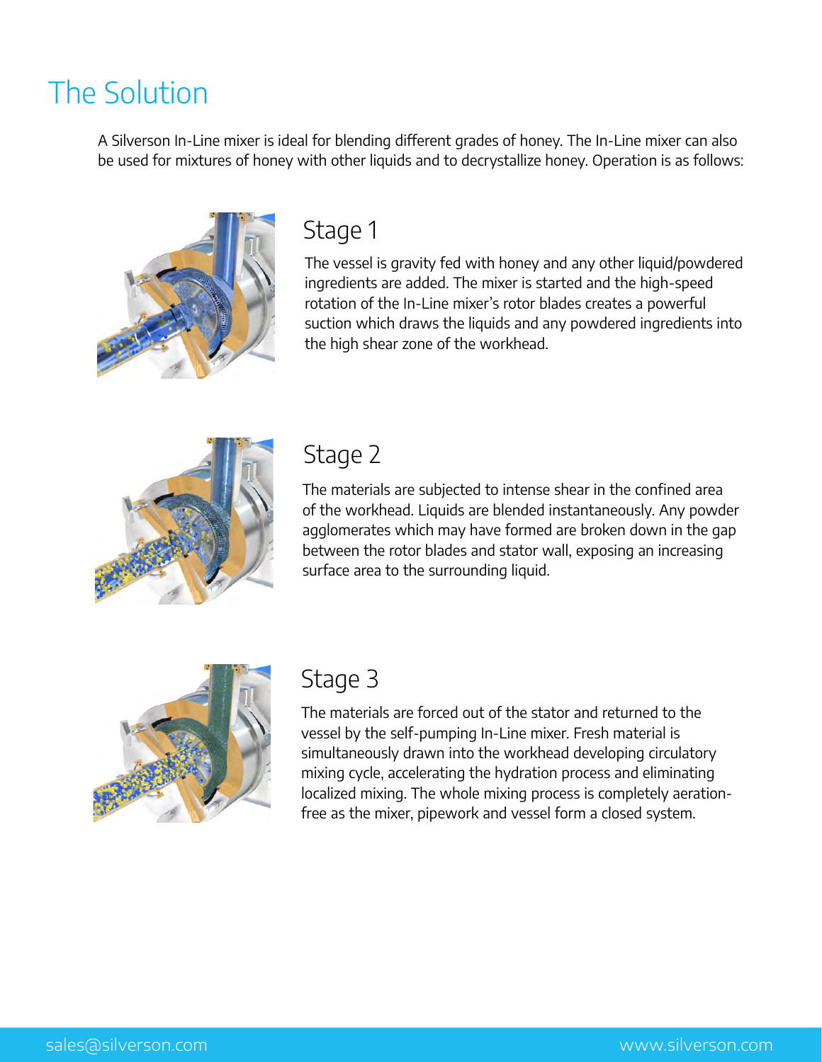# The Solution

A Silverson In-Line mixer is ideal for blending different grades of honey. The In-Line mixer can also be used for mixtures of honey with other liquids and to decrystallize honey. Operation is as follows:

## Stage 1

The vessel is gravity fed with honey and any other liquid/powdered ingredients are added. The mixer is started and the high-speed rotation of the In-Line mixer's rotor blades creates a powerful suction which draws the liquids and any powdered ingredients into the high shear zone of the workhead.

## Stage 2

The materials are subjected to intense shear in the confined area of the workhead. Liquids are blended instantaneously. Any powder agglomerates which may have formed are broken down in the gap between the rotor blades and stator wall, exposing an increasing surface area to the surrounding liquid.

## Stage 3

The materials are forced out of the stator and returned to the vessel by the self-pumping In-Line mixer. Fresh material is simultaneously drawn into the workhead developing circulatory mixing cycle, accelerating the hydration process and eliminating localized mixing. The whole mixing process is completely aeration-free as the mixer, pipework and vessel form a closed system.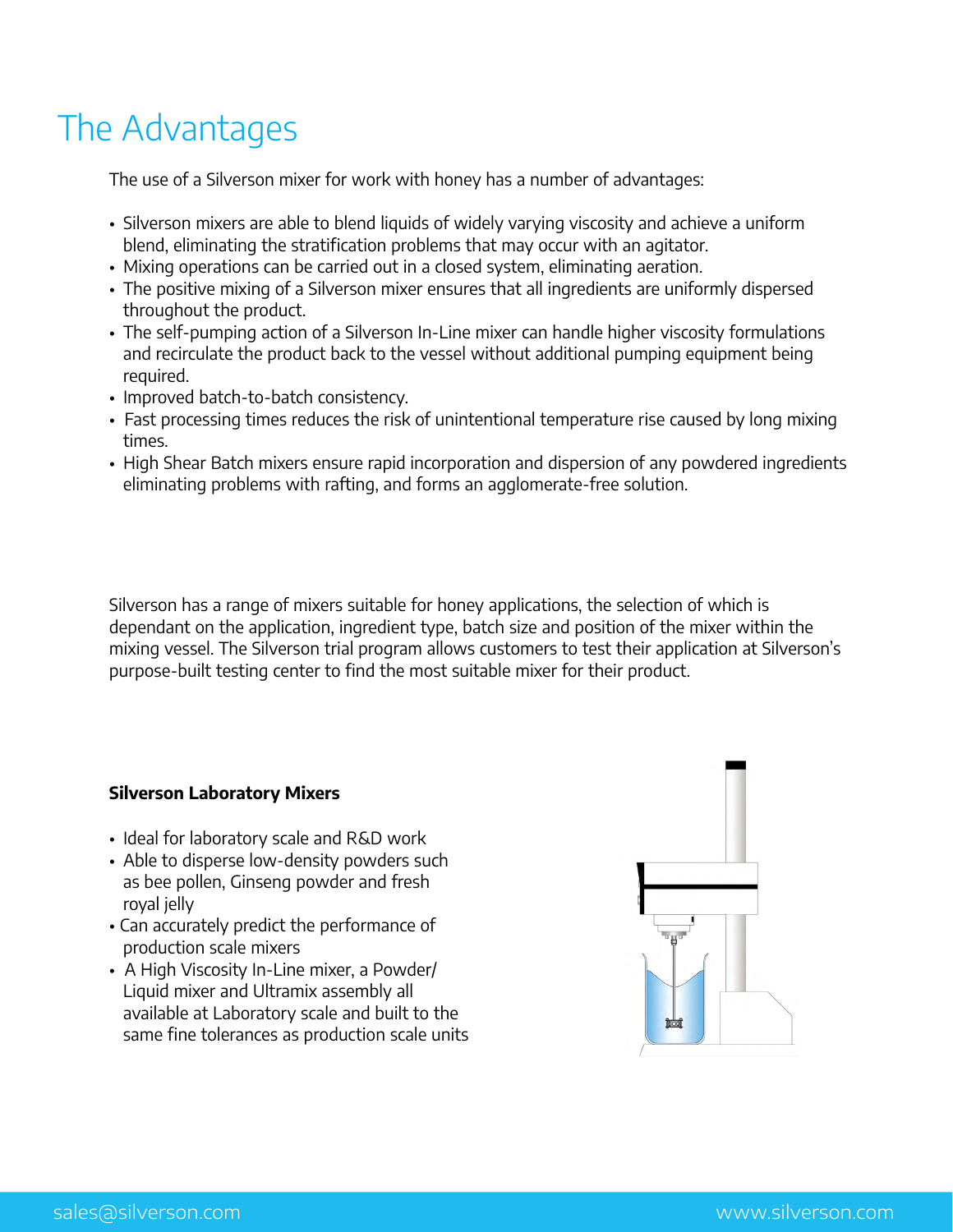# The Advantages

The use of a Silverson mixer for work with honey has a number of advantages:

- Silverson mixers are able to blend liquids of widely varying viscosity and achieve a uniform blend, eliminating the stratification problems that may occur with an agitator.
- Mixing operations can be carried out in a closed system, eliminating aeration.
- The positive mixing of a Silverson mixer ensures that all ingredients are uniformly dispersed throughout the product.
- The self-pumping action of a Silverson In-Line mixer can handle higher viscosity formulations and recirculate the product back to the vessel without additional pumping equipment being required.
- Improved batch-to-batch consistency.
- Fast processing times reduces the risk of unintentional temperature rise caused by long mixing times.
- High Shear Batch mixers ensure rapid incorporation and dispersion of any powdered ingredients eliminating problems with rafting, and forms an agglomerate-free solution.

Silverson has a range of mixers suitable for honey applications, the selection of which is dependant on the application, ingredient type, batch size and position of the mixer within the mixing vessel. The Silverson trial program allows customers to test their application at Silverson's purpose-built testing center to find the most suitable mixer for their product.

**Silverson Laboratory Mixers**

- Ideal for laboratory scale and R&D work
- Able to disperse low-density powders such as bee pollen, Ginseng powder and fresh royal jelly
- Can accurately predict the performance of production scale mixers
- A High Viscosity In-Line mixer, a Powder/Liquid mixer and Ultramix assembly all available at Laboratory scale and built to the same fine tolerances as production scale units

sales@silverson.com www.silverson.com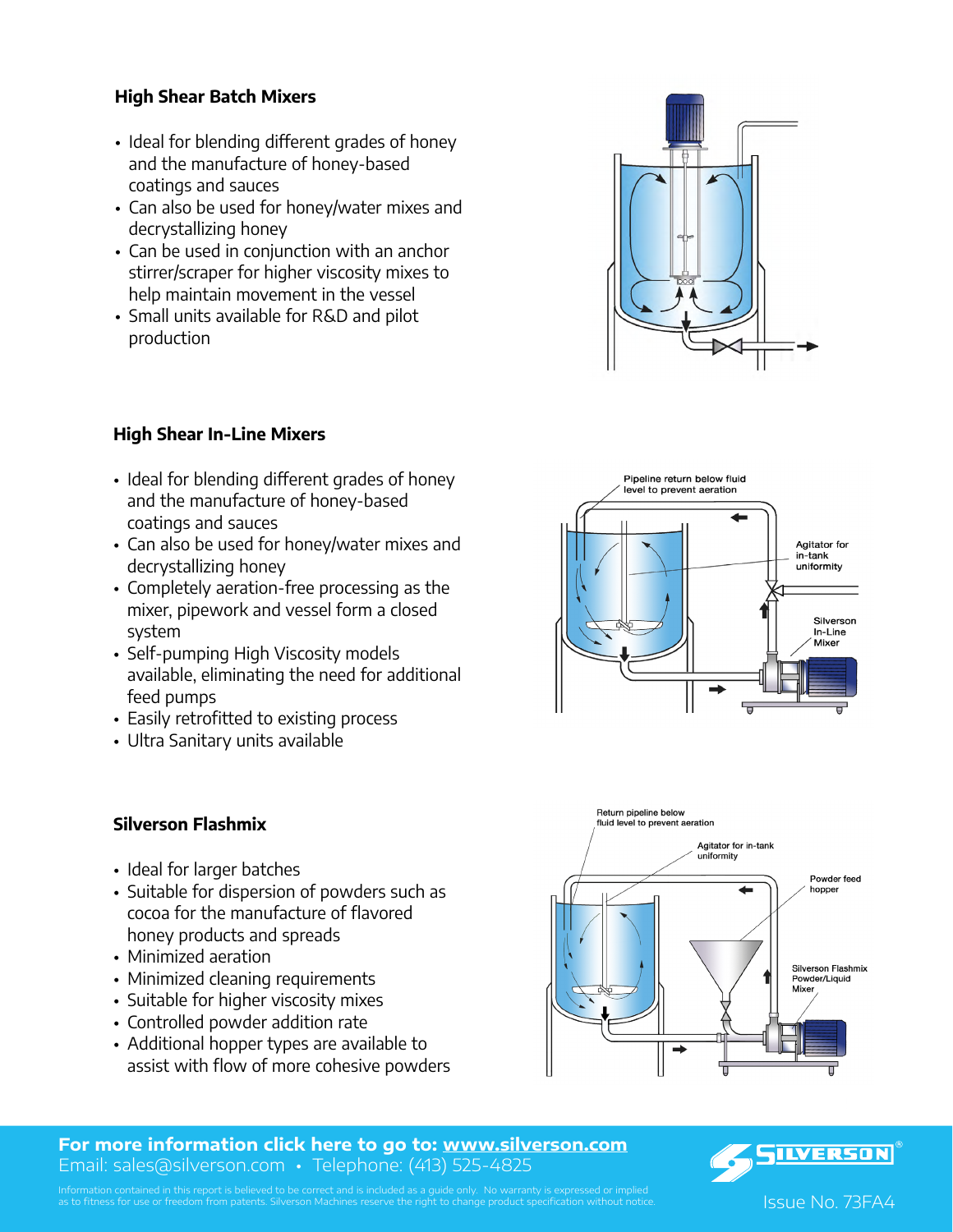### High Shear Batch Mixers

- Ideal for blending different grades of honey and the manufacture of honey-based coatings and sauces
- Can also be used for honey/water mixes and decrystallizing honey
- Can be used in conjunction with an anchor stirrer/scraper for higher viscosity mixes to help maintain movement in the vessel
- Small units available for R&D and pilot production

### High Shear In-Line Mixers

- Ideal for blending different grades of honey and the manufacture of honey-based coatings and sauces
- Can also be used for honey/water mixes and decrystallizing honey
- Completely aeration-free processing as the mixer, pipework and vessel form a closed system
- Self-pumping High Viscosity models available, eliminating the need for additional feed pumps
- Easily retrofitted to existing process
- Ultra Sanitary units available

Pipeline return below fluid level to prevent aeration

Agitator for in-tank uniformity

Silverson In-Line Mixer

### Silverson Flashmix

- Ideal for larger batches
- Suitable for dispersion of powders such as cocoa for the manufacture of flavored honey products and spreads
- Minimized aeration
- Minimized cleaning requirements
- Suitable for higher viscosity mixes
- Controlled powder addition rate
- Additional hopper types are available to assist with flow of more cohesive powders

Return pipeline below fluid level to prevent aeration

Agitator for in-tank uniformity

Powder feed hopper

Silverson Flashmix Powder/Liquid Mixer

**For more information click here to go to: www.silverson.com**

Email: sales@silverson.com • Telephone: (413) 525-4825

Information contained in this report is believed to be correct and is included as a guide only. No warranty is expressed or implied as to fitness for use or freedom from patents. Silverson Machines reserve the right to change product specification without notice.

SILVERSON®

Issue No. 73FA4